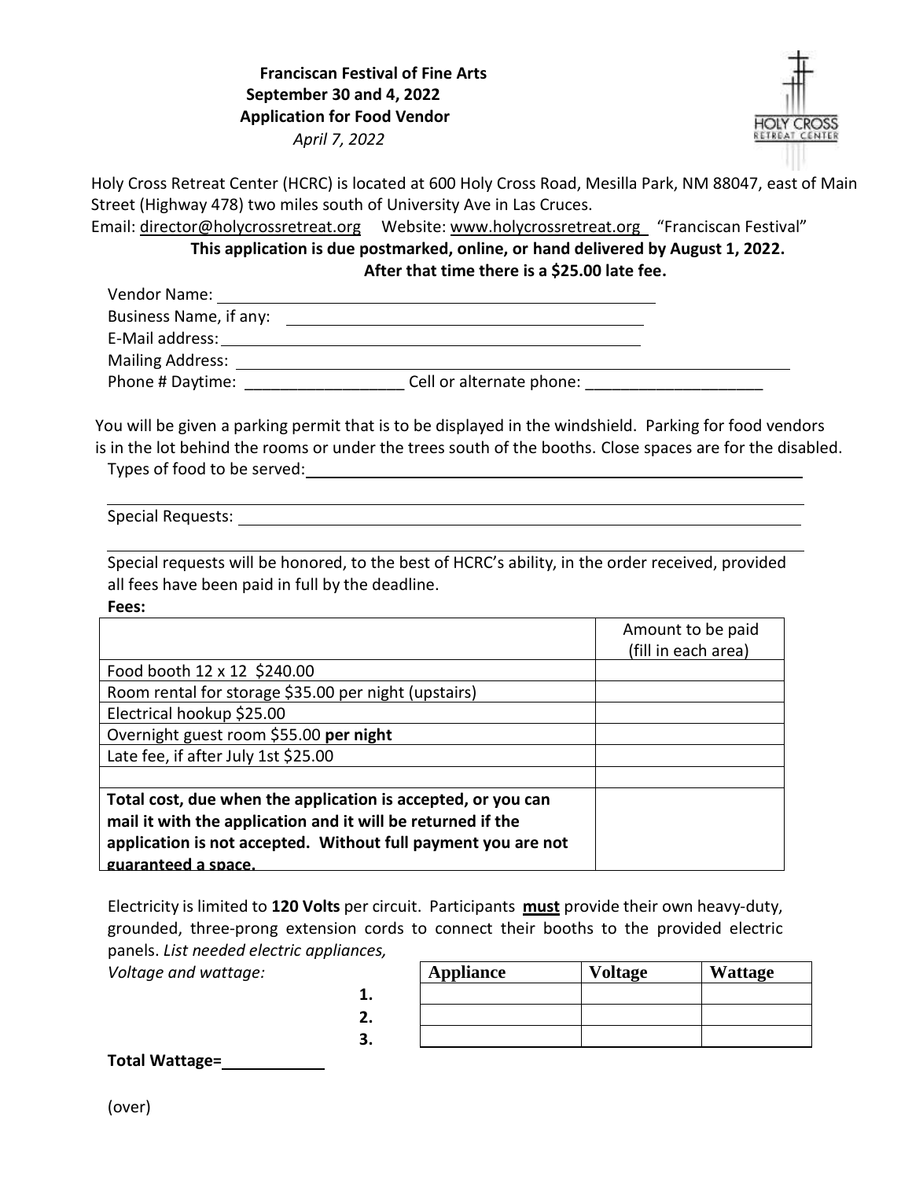**Franciscan Festival of Fine Arts**
**September 30 and 4, 2022**
**Application for Food Vendor**
*April 7, 2022*

HOLY CROSS RETREAT CENTER

Holy Cross Retreat Center (HCRC) is located at 600 Holy Cross Road, Mesilla Park, NM 88047, east of Main Street (Highway 478) two miles south of University Ave in Las Cruces.
Email: director@holycrossretreat.org Website: www.holycrossretreat.org "Franciscan Festival"

**This application is due postmarked, online, or hand delivered by August 1, 2022. After that time there is a $25.00 late fee.**

Vendor Name: ____________________
Business Name, if any: ____________________
E-Mail address: ____________________
Mailing Address: ____________________
Phone # Daytime: __________________ Cell or alternate phone: ____________________

You will be given a parking permit that is to be displayed in the windshield. Parking for food vendors is in the lot behind the rooms or under the trees south of the booths. Close spaces are for the disabled.

Types of food to be served: ____________________

____________________

Special Requests: ____________________

____________________

Special requests will be honored, to the best of HCRC's ability, in the order received, provided all fees have been paid in full by the deadline.

**Fees:**

| | Amount to be paid (fill in each area) |
|---|---|
| Food booth 12 x 12 $240.00 | |
| Room rental for storage $35.00 per night (upstairs) | |
| Electrical hookup $25.00 | |
| Overnight guest room $55.00 **per night** | |
| Late fee, if after July 1st $25.00 | |
| | |
| **Total cost, due when the application is accepted, or you can mail it with the application and it will be returned if the application is not accepted. Without full payment you are not guaranteed a space.** | |

Electricity is limited to **120 Volts** per circuit. Participants **must** provide their own heavy-duty, grounded, three-prong extension cords to connect their booths to the provided electric panels. *List needed electric appliances, Voltage and wattage:*

| | Appliance | Voltage | Wattage |
|---|---|---|---|
| **1.** | | | |
| **2.** | | | |
| **3.** | | | |

**Total Wattage=** __________

(over)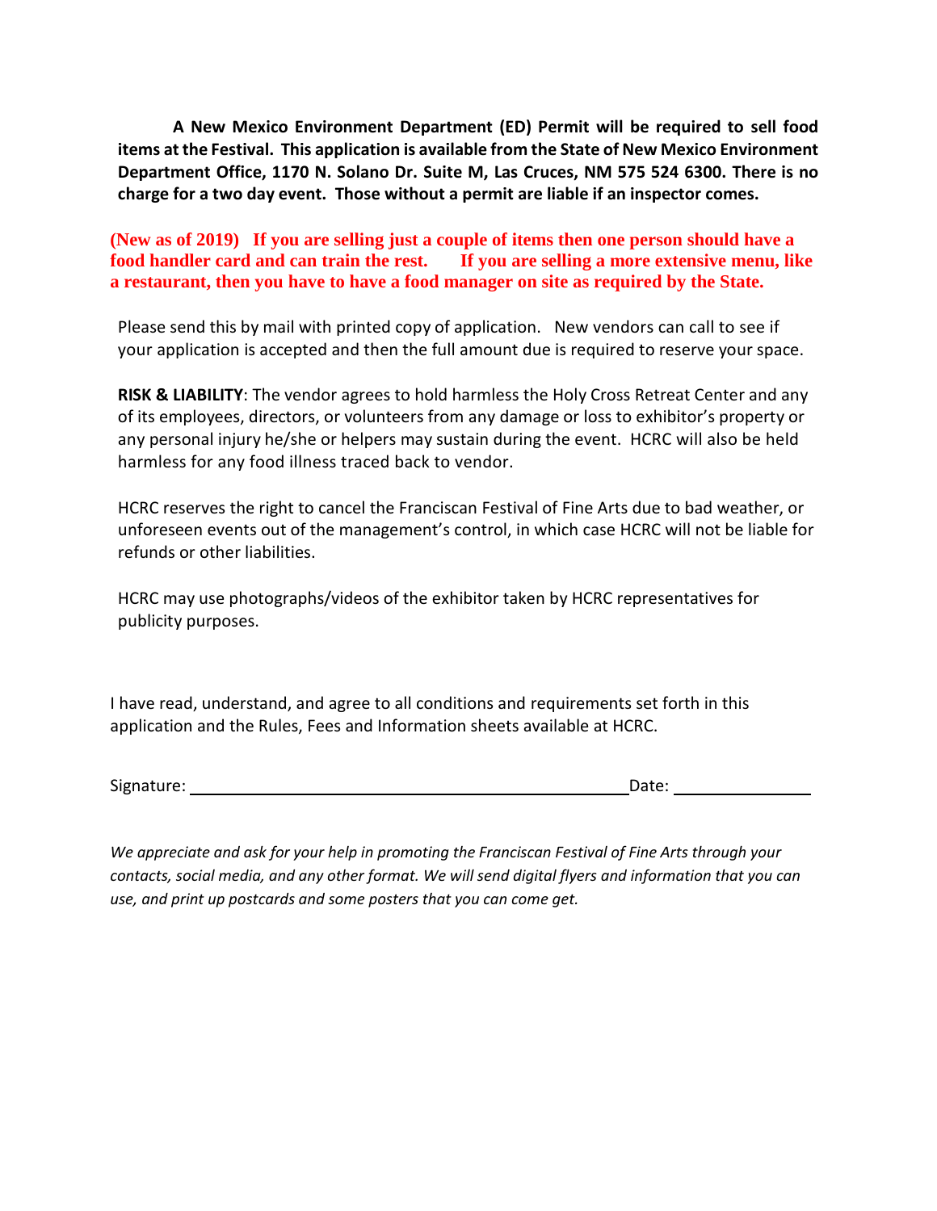**A New Mexico Environment Department (ED) Permit will be required to sell food items at the Festival. This application is available from the State of New Mexico Environment Department Office, 1170 N. Solano Dr. Suite M, Las Cruces, NM 575 524 6300. There is no charge for a two day event. Those without a permit are liable if an inspector comes.**

**(New as of 2019) If you are selling just a couple of items then one person should have a food handler card and can train the rest. If you are selling a more extensive menu, like a restaurant, then you have to have a food manager on site as required by the State.**

Please send this by mail with printed copy of application. New vendors can call to see if your application is accepted and then the full amount due is required to reserve your space.

**RISK & LIABILITY**: The vendor agrees to hold harmless the Holy Cross Retreat Center and any of its employees, directors, or volunteers from any damage or loss to exhibitor's property or any personal injury he/she or helpers may sustain during the event. HCRC will also be held harmless for any food illness traced back to vendor.

HCRC reserves the right to cancel the Franciscan Festival of Fine Arts due to bad weather, or unforeseen events out of the management's control, in which case HCRC will not be liable for refunds or other liabilities.

HCRC may use photographs/videos of the exhibitor taken by HCRC representatives for publicity purposes.

I have read, understand, and agree to all conditions and requirements set forth in this application and the Rules, Fees and Information sheets available at HCRC.

Signature: ______________________________ Date: ______________

*We appreciate and ask for your help in promoting the Franciscan Festival of Fine Arts through your contacts, social media, and any other format. We will send digital flyers and information that you can use, and print up postcards and some posters that you can come get.*